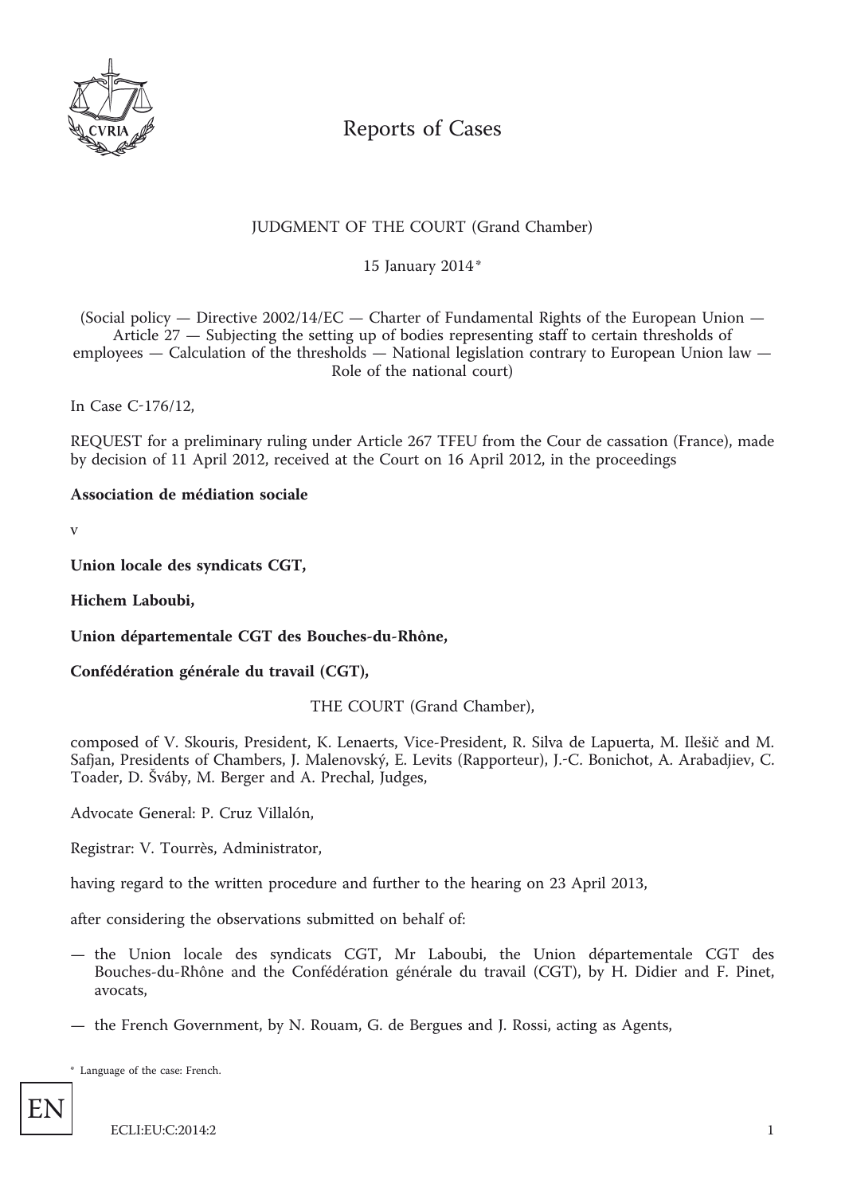# Reports of Cases

JUDGMENT OF THE COURT (Grand Chamber)

15 January 2014[*]

(Social policy — Directive 2002/14/EC — Charter of Fundamental Rights of the European Union — Article 27 — Subjecting the setting up of bodies representing staff to certain thresholds of employees — Calculation of the thresholds — National legislation contrary to European Union law — Role of the national court)

In Case C-176/12,

REQUEST for a preliminary ruling under Article 267 TFEU from the Cour de cassation (France), made by decision of 11 April 2012, received at the Court on 16 April 2012, in the proceedings

**Association de médiation sociale**

v

**Union locale des syndicats CGT,**

**Hichem Laboubi,**

**Union départementale CGT des Bouches-du-Rhône,**

**Confédération générale du travail (CGT),**

THE COURT (Grand Chamber),

composed of V. Skouris, President, K. Lenaerts, Vice-President, R. Silva de Lapuerta, M. Ilešič and M. Safjan, Presidents of Chambers, J. Malenovský, E. Levits (Rapporteur), J.-C. Bonichot, A. Arabadjiev, C. Toader, D. Šváby, M. Berger and A. Prechal, Judges,

Advocate General: P. Cruz Villalón,

Registrar: V. Tourrès, Administrator,

having regard to the written procedure and further to the hearing on 23 April 2013,

after considering the observations submitted on behalf of:

— the Union locale des syndicats CGT, Mr Laboubi, the Union départementale CGT des Bouches-du-Rhône and the Confédération générale du travail (CGT), by H. Didier and F. Pinet, avocats,

— the French Government, by N. Rouam, G. de Bergues and J. Rossi, acting as Agents,

[*] Language of the case: French.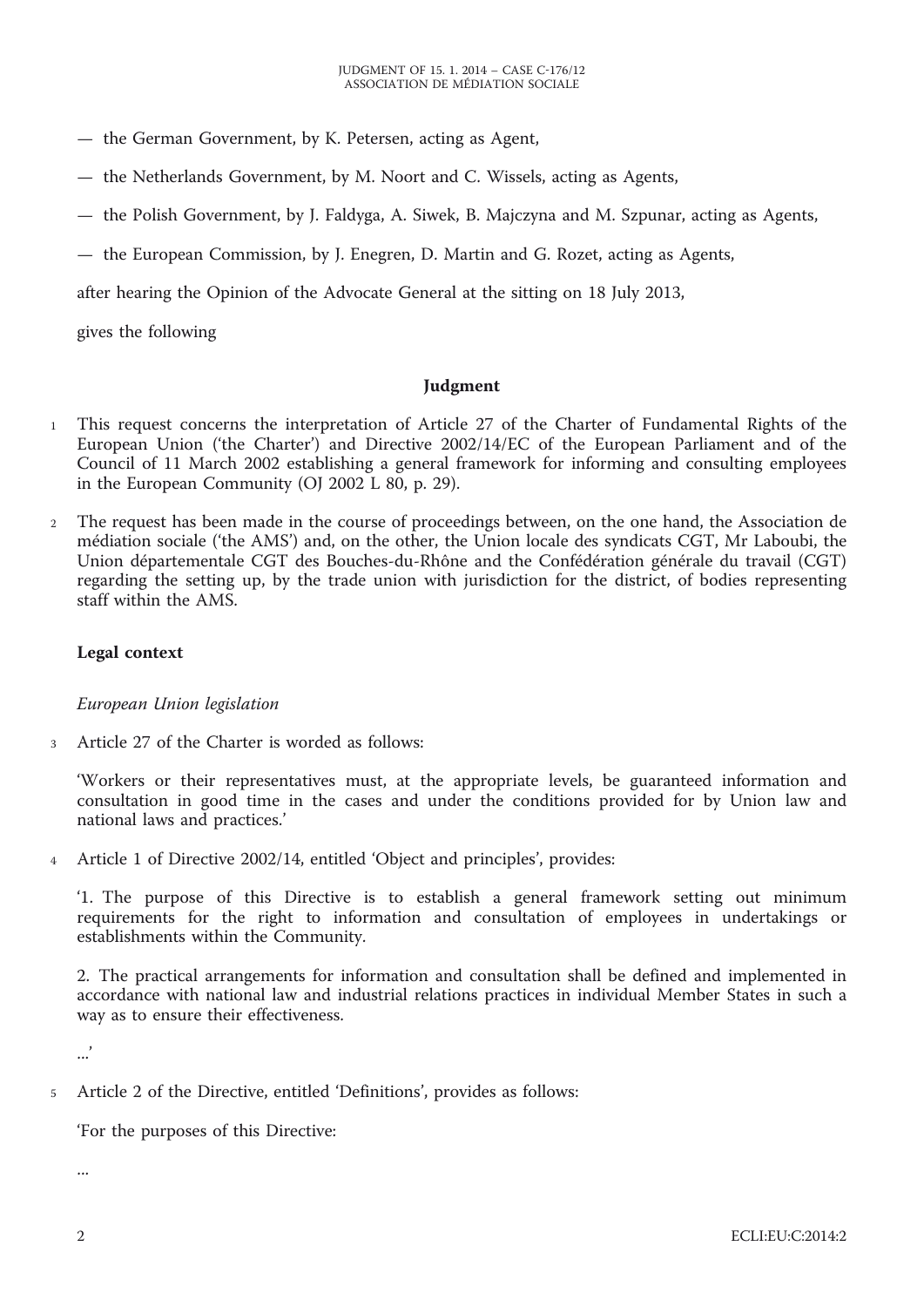— the German Government, by K. Petersen, acting as Agent,

— the Netherlands Government, by M. Noort and C. Wissels, acting as Agents,

— the Polish Government, by J. Faldyga, A. Siwek, B. Majczyna and M. Szpunar, acting as Agents,

— the European Commission, by J. Enegren, D. Martin and G. Rozet, acting as Agents,

after hearing the Opinion of the Advocate General at the sitting on 18 July 2013,

gives the following

## Judgment

1 This request concerns the interpretation of Article 27 of the Charter of Fundamental Rights of the European Union ('the Charter') and Directive 2002/14/EC of the European Parliament and of the Council of 11 March 2002 establishing a general framework for informing and consulting employees in the European Community (OJ 2002 L 80, p. 29).

2 The request has been made in the course of proceedings between, on the one hand, the Association de médiation sociale ('the AMS') and, on the other, the Union locale des syndicats CGT, Mr Laboubi, the Union départementale CGT des Bouches-du-Rhône and the Confédération générale du travail (CGT) regarding the setting up, by the trade union with jurisdiction for the district, of bodies representing staff within the AMS.

### Legal context

*European Union legislation*

3 Article 27 of the Charter is worded as follows:

'Workers or their representatives must, at the appropriate levels, be guaranteed information and consultation in good time in the cases and under the conditions provided for by Union law and national laws and practices.'

4 Article 1 of Directive 2002/14, entitled 'Object and principles', provides:

'1. The purpose of this Directive is to establish a general framework setting out minimum requirements for the right to information and consultation of employees in undertakings or establishments within the Community.

2. The practical arrangements for information and consultation shall be defined and implemented in accordance with national law and industrial relations practices in individual Member States in such a way as to ensure their effectiveness.

...'

5 Article 2 of the Directive, entitled 'Definitions', provides as follows:

'For the purposes of this Directive:

...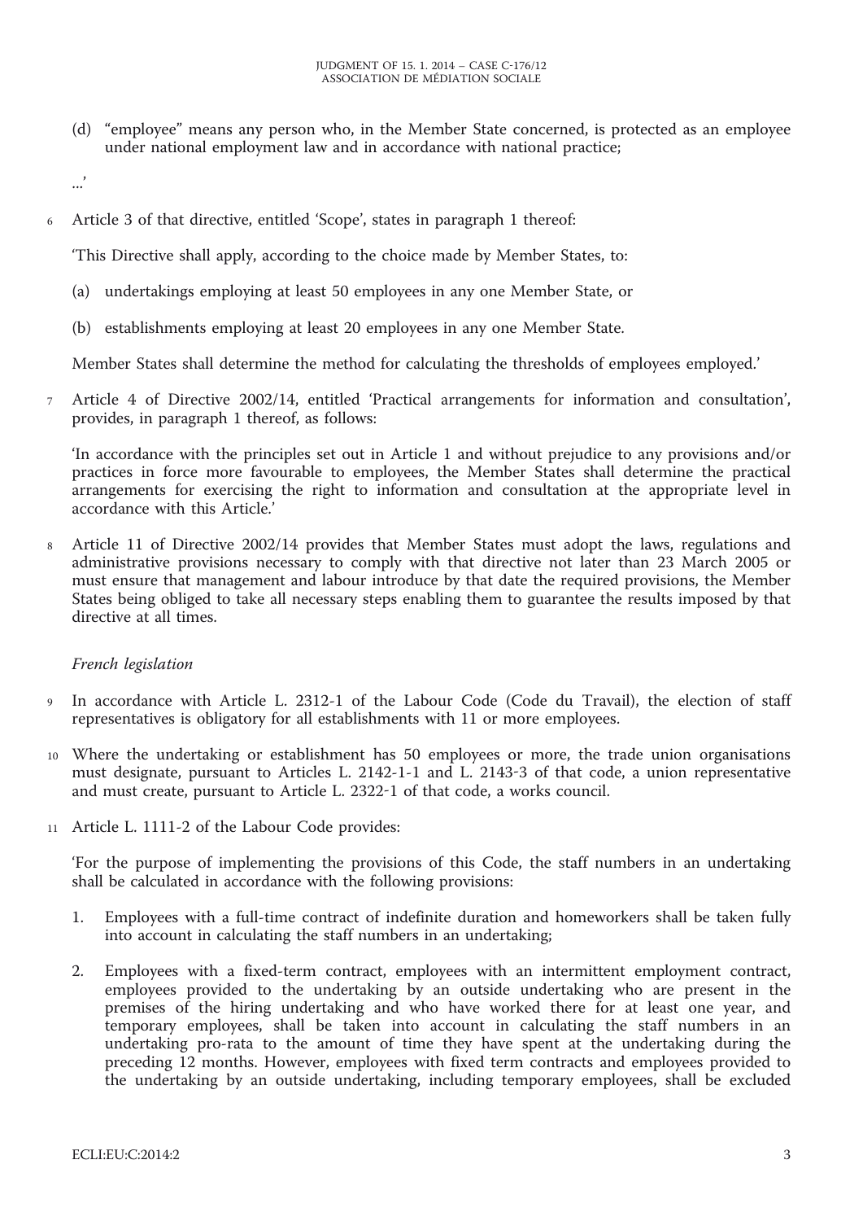(d) "employee" means any person who, in the Member State concerned, is protected as an employee under national employment law and in accordance with national practice;

...'

6 Article 3 of that directive, entitled 'Scope', states in paragraph 1 thereof:

'This Directive shall apply, according to the choice made by Member States, to:

(a) undertakings employing at least 50 employees in any one Member State, or

(b) establishments employing at least 20 employees in any one Member State.

Member States shall determine the method for calculating the thresholds of employees employed.'

7 Article 4 of Directive 2002/14, entitled 'Practical arrangements for information and consultation', provides, in paragraph 1 thereof, as follows:

'In accordance with the principles set out in Article 1 and without prejudice to any provisions and/or practices in force more favourable to employees, the Member States shall determine the practical arrangements for exercising the right to information and consultation at the appropriate level in accordance with this Article.'

8 Article 11 of Directive 2002/14 provides that Member States must adopt the laws, regulations and administrative provisions necessary to comply with that directive not later than 23 March 2005 or must ensure that management and labour introduce by that date the required provisions, the Member States being obliged to take all necessary steps enabling them to guarantee the results imposed by that directive at all times.

*French legislation*

9 In accordance with Article L. 2312-1 of the Labour Code (Code du Travail), the election of staff representatives is obligatory for all establishments with 11 or more employees.

10 Where the undertaking or establishment has 50 employees or more, the trade union organisations must designate, pursuant to Articles L. 2142-1-1 and L. 2143-3 of that code, a union representative and must create, pursuant to Article L. 2322-1 of that code, a works council.

11 Article L. 1111-2 of the Labour Code provides:

'For the purpose of implementing the provisions of this Code, the staff numbers in an undertaking shall be calculated in accordance with the following provisions:

1. Employees with a full-time contract of indefinite duration and homeworkers shall be taken fully into account in calculating the staff numbers in an undertaking;

2. Employees with a fixed-term contract, employees with an intermittent employment contract, employees provided to the undertaking by an outside undertaking who are present in the premises of the hiring undertaking and who have worked there for at least one year, and temporary employees, shall be taken into account in calculating the staff numbers in an undertaking pro-rata to the amount of time they have spent at the undertaking during the preceding 12 months. However, employees with fixed term contracts and employees provided to the undertaking by an outside undertaking, including temporary employees, shall be excluded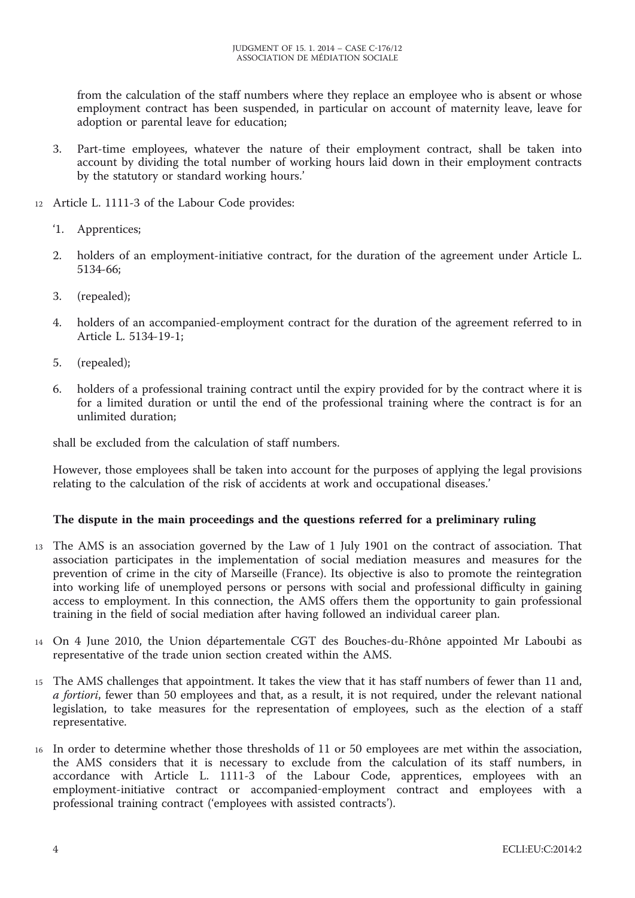from the calculation of the staff numbers where they replace an employee who is absent or whose employment contract has been suspended, in particular on account of maternity leave, leave for adoption or parental leave for education;

3. Part-time employees, whatever the nature of their employment contract, shall be taken into account by dividing the total number of working hours laid down in their employment contracts by the statutory or standard working hours.'

12 Article L. 1111-3 of the Labour Code provides:

'1. Apprentices;

2. holders of an employment-initiative contract, for the duration of the agreement under Article L. 5134-66;

3. (repealed);

4. holders of an accompanied-employment contract for the duration of the agreement referred to in Article L. 5134-19-1;

5. (repealed);

6. holders of a professional training contract until the expiry provided for by the contract where it is for a limited duration or until the end of the professional training where the contract is for an unlimited duration;

shall be excluded from the calculation of staff numbers.

However, those employees shall be taken into account for the purposes of applying the legal provisions relating to the calculation of the risk of accidents at work and occupational diseases.'

### The dispute in the main proceedings and the questions referred for a preliminary ruling

13 The AMS is an association governed by the Law of 1 July 1901 on the contract of association. That association participates in the implementation of social mediation measures and measures for the prevention of crime in the city of Marseille (France). Its objective is also to promote the reintegration into working life of unemployed persons or persons with social and professional difficulty in gaining access to employment. In this connection, the AMS offers them the opportunity to gain professional training in the field of social mediation after having followed an individual career plan.

14 On 4 June 2010, the Union départementale CGT des Bouches-du-Rhône appointed Mr Laboubi as representative of the trade union section created within the AMS.

15 The AMS challenges that appointment. It takes the view that it has staff numbers of fewer than 11 and, *a fortiori*, fewer than 50 employees and that, as a result, it is not required, under the relevant national legislation, to take measures for the representation of employees, such as the election of a staff representative.

16 In order to determine whether those thresholds of 11 or 50 employees are met within the association, the AMS considers that it is necessary to exclude from the calculation of its staff numbers, in accordance with Article L. 1111-3 of the Labour Code, apprentices, employees with an employment-initiative contract or accompanied-employment contract and employees with a professional training contract ('employees with assisted contracts').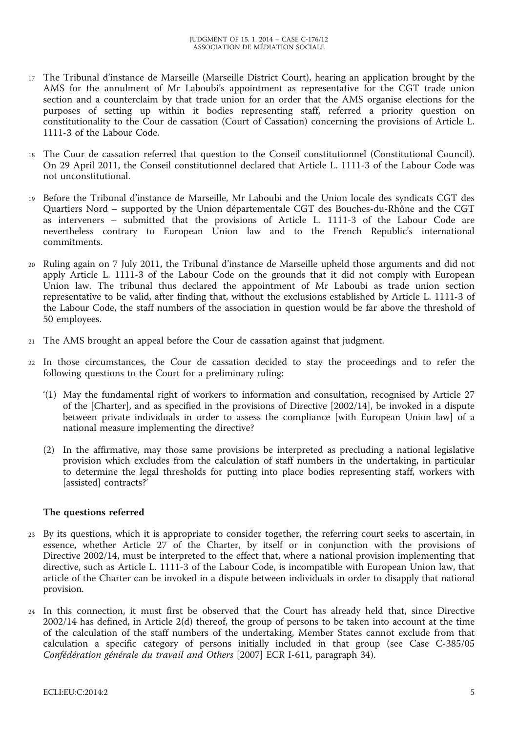17 The Tribunal d'instance de Marseille (Marseille District Court), hearing an application brought by the AMS for the annulment of Mr Laboubi's appointment as representative for the CGT trade union section and a counterclaim by that trade union for an order that the AMS organise elections for the purposes of setting up within it bodies representing staff, referred a priority question on constitutionality to the Cour de cassation (Court of Cassation) concerning the provisions of Article L. 1111-3 of the Labour Code.

18 The Cour de cassation referred that question to the Conseil constitutionnel (Constitutional Council). On 29 April 2011, the Conseil constitutionnel declared that Article L. 1111-3 of the Labour Code was not unconstitutional.

19 Before the Tribunal d'instance de Marseille, Mr Laboubi and the Union locale des syndicats CGT des Quartiers Nord – supported by the Union départementale CGT des Bouches-du-Rhône and the CGT as interveners – submitted that the provisions of Article L. 1111-3 of the Labour Code are nevertheless contrary to European Union law and to the French Republic's international commitments.

20 Ruling again on 7 July 2011, the Tribunal d'instance de Marseille upheld those arguments and did not apply Article L. 1111-3 of the Labour Code on the grounds that it did not comply with European Union law. The tribunal thus declared the appointment of Mr Laboubi as trade union section representative to be valid, after finding that, without the exclusions established by Article L. 1111-3 of the Labour Code, the staff numbers of the association in question would be far above the threshold of 50 employees.

21 The AMS brought an appeal before the Cour de cassation against that judgment.

22 In those circumstances, the Cour de cassation decided to stay the proceedings and to refer the following questions to the Court for a preliminary ruling:

'(1) May the fundamental right of workers to information and consultation, recognised by Article 27 of the [Charter], and as specified in the provisions of Directive [2002/14], be invoked in a dispute between private individuals in order to assess the compliance [with European Union law] of a national measure implementing the directive?

(2) In the affirmative, may those same provisions be interpreted as precluding a national legislative provision which excludes from the calculation of staff numbers in the undertaking, in particular to determine the legal thresholds for putting into place bodies representing staff, workers with [assisted] contracts?'

## The questions referred

23 By its questions, which it is appropriate to consider together, the referring court seeks to ascertain, in essence, whether Article 27 of the Charter, by itself or in conjunction with the provisions of Directive 2002/14, must be interpreted to the effect that, where a national provision implementing that directive, such as Article L. 1111-3 of the Labour Code, is incompatible with European Union law, that article of the Charter can be invoked in a dispute between individuals in order to disapply that national provision.

24 In this connection, it must first be observed that the Court has already held that, since Directive 2002/14 has defined, in Article 2(d) thereof, the group of persons to be taken into account at the time of the calculation of the staff numbers of the undertaking, Member States cannot exclude from that calculation a specific category of persons initially included in that group (see Case C-385/05 *Confédération générale du travail and Others* [2007] ECR I-611, paragraph 34).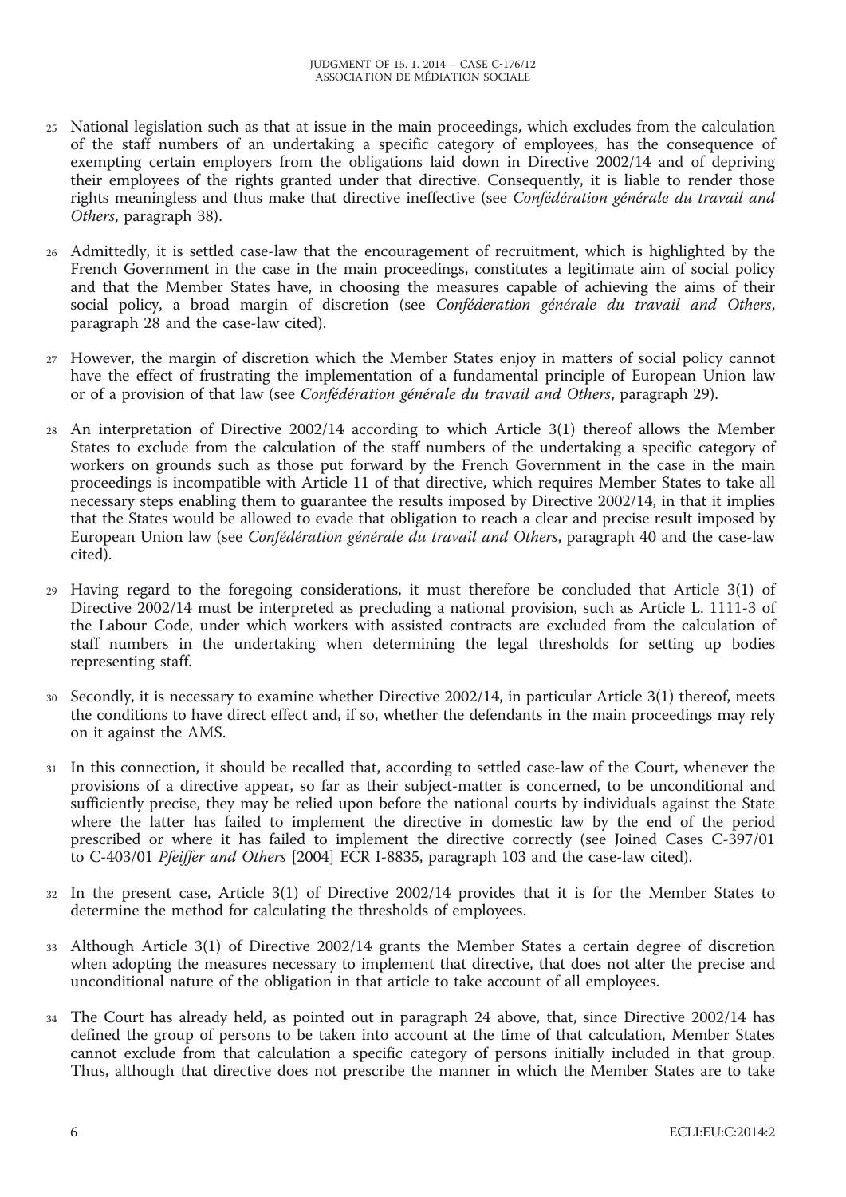25 National legislation such as that at issue in the main proceedings, which excludes from the calculation of the staff numbers of an undertaking a specific category of employees, has the consequence of exempting certain employers from the obligations laid down in Directive 2002/14 and of depriving their employees of the rights granted under that directive. Consequently, it is liable to render those rights meaningless and thus make that directive ineffective (see *Confédération générale du travail and Others*, paragraph 38).

26 Admittedly, it is settled case-law that the encouragement of recruitment, which is highlighted by the French Government in the case in the main proceedings, constitutes a legitimate aim of social policy and that the Member States have, in choosing the measures capable of achieving the aims of their social policy, a broad margin of discretion (see *Conféderation générale du travail and Others*, paragraph 28 and the case-law cited).

27 However, the margin of discretion which the Member States enjoy in matters of social policy cannot have the effect of frustrating the implementation of a fundamental principle of European Union law or of a provision of that law (see *Confédération générale du travail and Others*, paragraph 29).

28 An interpretation of Directive 2002/14 according to which Article 3(1) thereof allows the Member States to exclude from the calculation of the staff numbers of the undertaking a specific category of workers on grounds such as those put forward by the French Government in the case in the main proceedings is incompatible with Article 11 of that directive, which requires Member States to take all necessary steps enabling them to guarantee the results imposed by Directive 2002/14, in that it implies that the States would be allowed to evade that obligation to reach a clear and precise result imposed by European Union law (see *Confédération générale du travail and Others*, paragraph 40 and the case-law cited).

29 Having regard to the foregoing considerations, it must therefore be concluded that Article 3(1) of Directive 2002/14 must be interpreted as precluding a national provision, such as Article L. 1111-3 of the Labour Code, under which workers with assisted contracts are excluded from the calculation of staff numbers in the undertaking when determining the legal thresholds for setting up bodies representing staff.

30 Secondly, it is necessary to examine whether Directive 2002/14, in particular Article 3(1) thereof, meets the conditions to have direct effect and, if so, whether the defendants in the main proceedings may rely on it against the AMS.

31 In this connection, it should be recalled that, according to settled case-law of the Court, whenever the provisions of a directive appear, so far as their subject-matter is concerned, to be unconditional and sufficiently precise, they may be relied upon before the national courts by individuals against the State where the latter has failed to implement the directive in domestic law by the end of the period prescribed or where it has failed to implement the directive correctly (see Joined Cases C-397/01 to C-403/01 *Pfeiffer and Others* [2004] ECR I-8835, paragraph 103 and the case-law cited).

32 In the present case, Article 3(1) of Directive 2002/14 provides that it is for the Member States to determine the method for calculating the thresholds of employees.

33 Although Article 3(1) of Directive 2002/14 grants the Member States a certain degree of discretion when adopting the measures necessary to implement that directive, that does not alter the precise and unconditional nature of the obligation in that article to take account of all employees.

34 The Court has already held, as pointed out in paragraph 24 above, that, since Directive 2002/14 has defined the group of persons to be taken into account at the time of that calculation, Member States cannot exclude from that calculation a specific category of persons initially included in that group. Thus, although that directive does not prescribe the manner in which the Member States are to take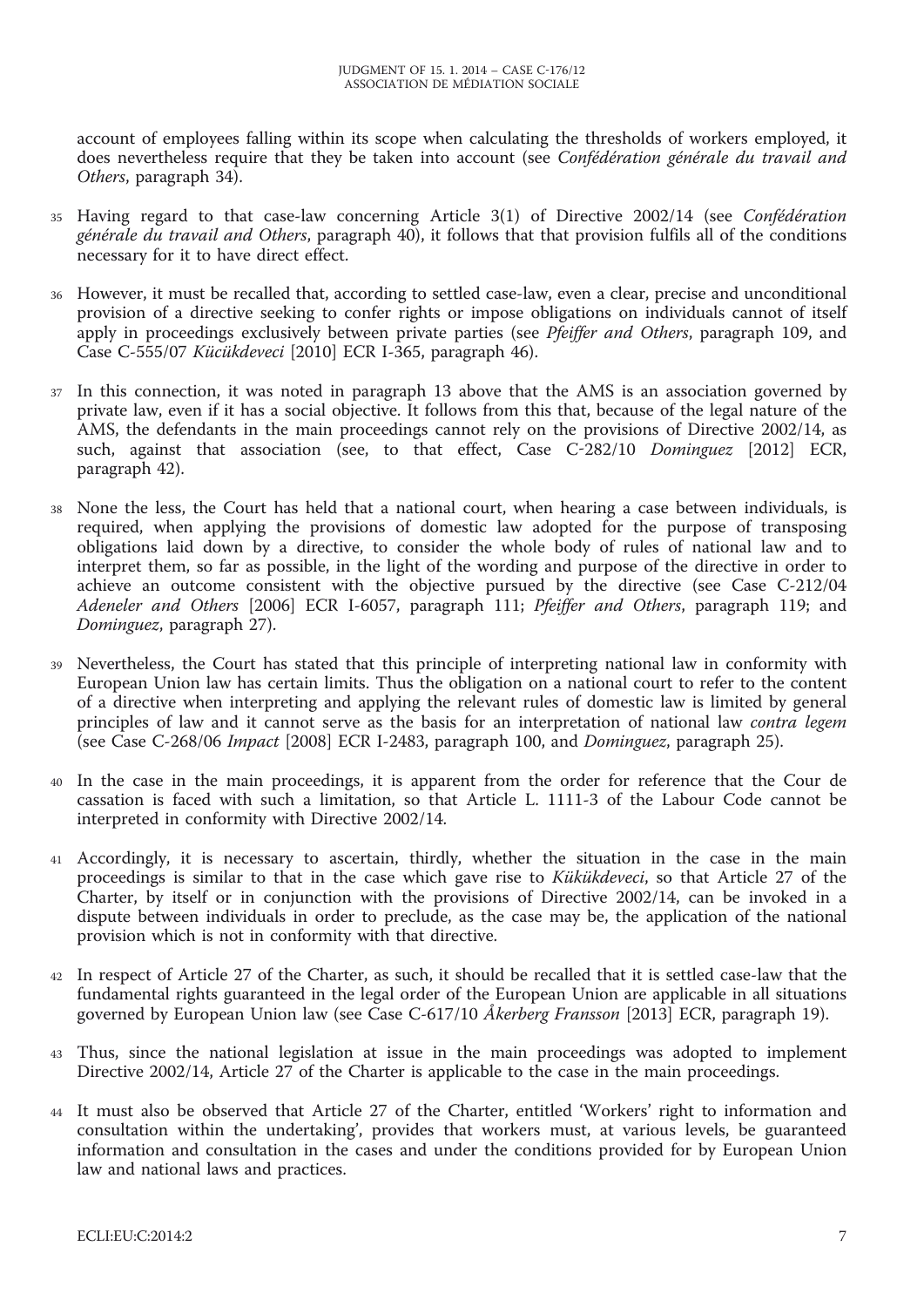account of employees falling within its scope when calculating the thresholds of workers employed, it does nevertheless require that they be taken into account (see *Confédération générale du travail and Others*, paragraph 34).

35 Having regard to that case-law concerning Article 3(1) of Directive 2002/14 (see *Confédération générale du travail and Others*, paragraph 40), it follows that that provision fulfils all of the conditions necessary for it to have direct effect.

36 However, it must be recalled that, according to settled case-law, even a clear, precise and unconditional provision of a directive seeking to confer rights or impose obligations on individuals cannot of itself apply in proceedings exclusively between private parties (see *Pfeiffer and Others*, paragraph 109, and Case C-555/07 *Kücükdeveci* [2010] ECR I-365, paragraph 46).

37 In this connection, it was noted in paragraph 13 above that the AMS is an association governed by private law, even if it has a social objective. It follows from this that, because of the legal nature of the AMS, the defendants in the main proceedings cannot rely on the provisions of Directive 2002/14, as such, against that association (see, to that effect, Case C-282/10 *Dominguez* [2012] ECR, paragraph 42).

38 None the less, the Court has held that a national court, when hearing a case between individuals, is required, when applying the provisions of domestic law adopted for the purpose of transposing obligations laid down by a directive, to consider the whole body of rules of national law and to interpret them, so far as possible, in the light of the wording and purpose of the directive in order to achieve an outcome consistent with the objective pursued by the directive (see Case C-212/04 *Adeneler and Others* [2006] ECR I-6057, paragraph 111; *Pfeiffer and Others*, paragraph 119; and *Dominguez*, paragraph 27).

39 Nevertheless, the Court has stated that this principle of interpreting national law in conformity with European Union law has certain limits. Thus the obligation on a national court to refer to the content of a directive when interpreting and applying the relevant rules of domestic law is limited by general principles of law and it cannot serve as the basis for an interpretation of national law *contra legem* (see Case C-268/06 *Impact* [2008] ECR I-2483, paragraph 100, and *Dominguez*, paragraph 25).

40 In the case in the main proceedings, it is apparent from the order for reference that the Cour de cassation is faced with such a limitation, so that Article L. 1111-3 of the Labour Code cannot be interpreted in conformity with Directive 2002/14.

41 Accordingly, it is necessary to ascertain, thirdly, whether the situation in the case in the main proceedings is similar to that in the case which gave rise to *Kükükdeveci*, so that Article 27 of the Charter, by itself or in conjunction with the provisions of Directive 2002/14, can be invoked in a dispute between individuals in order to preclude, as the case may be, the application of the national provision which is not in conformity with that directive.

42 In respect of Article 27 of the Charter, as such, it should be recalled that it is settled case-law that the fundamental rights guaranteed in the legal order of the European Union are applicable in all situations governed by European Union law (see Case C-617/10 *Åkerberg Fransson* [2013] ECR, paragraph 19).

43 Thus, since the national legislation at issue in the main proceedings was adopted to implement Directive 2002/14, Article 27 of the Charter is applicable to the case in the main proceedings.

44 It must also be observed that Article 27 of the Charter, entitled 'Workers' right to information and consultation within the undertaking', provides that workers must, at various levels, be guaranteed information and consultation in the cases and under the conditions provided for by European Union law and national laws and practices.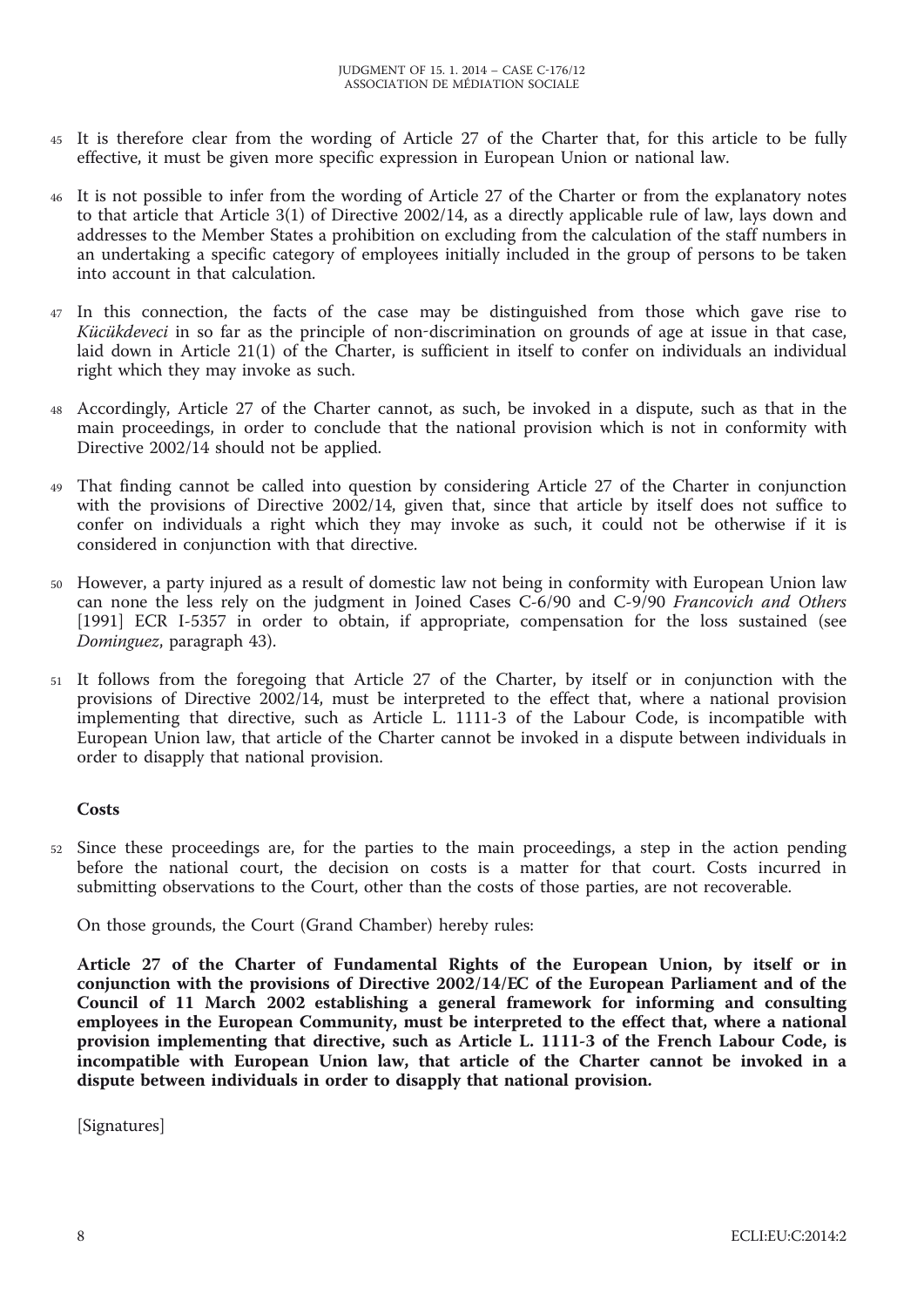45 It is therefore clear from the wording of Article 27 of the Charter that, for this article to be fully effective, it must be given more specific expression in European Union or national law.

46 It is not possible to infer from the wording of Article 27 of the Charter or from the explanatory notes to that article that Article 3(1) of Directive 2002/14, as a directly applicable rule of law, lays down and addresses to the Member States a prohibition on excluding from the calculation of the staff numbers in an undertaking a specific category of employees initially included in the group of persons to be taken into account in that calculation.

47 In this connection, the facts of the case may be distinguished from those which gave rise to *Kücükdeveci* in so far as the principle of non-discrimination on grounds of age at issue in that case, laid down in Article 21(1) of the Charter, is sufficient in itself to confer on individuals an individual right which they may invoke as such.

48 Accordingly, Article 27 of the Charter cannot, as such, be invoked in a dispute, such as that in the main proceedings, in order to conclude that the national provision which is not in conformity with Directive 2002/14 should not be applied.

49 That finding cannot be called into question by considering Article 27 of the Charter in conjunction with the provisions of Directive 2002/14, given that, since that article by itself does not suffice to confer on individuals a right which they may invoke as such, it could not be otherwise if it is considered in conjunction with that directive.

50 However, a party injured as a result of domestic law not being in conformity with European Union law can none the less rely on the judgment in Joined Cases C-6/90 and C-9/90 *Francovich and Others* [1991] ECR I-5357 in order to obtain, if appropriate, compensation for the loss sustained (see *Dominguez*, paragraph 43).

51 It follows from the foregoing that Article 27 of the Charter, by itself or in conjunction with the provisions of Directive 2002/14, must be interpreted to the effect that, where a national provision implementing that directive, such as Article L. 1111-3 of the Labour Code, is incompatible with European Union law, that article of the Charter cannot be invoked in a dispute between individuals in order to disapply that national provision.

## Costs

52 Since these proceedings are, for the parties to the main proceedings, a step in the action pending before the national court, the decision on costs is a matter for that court. Costs incurred in submitting observations to the Court, other than the costs of those parties, are not recoverable.

On those grounds, the Court (Grand Chamber) hereby rules:

**Article 27 of the Charter of Fundamental Rights of the European Union, by itself or in conjunction with the provisions of Directive 2002/14/EC of the European Parliament and of the Council of 11 March 2002 establishing a general framework for informing and consulting employees in the European Community, must be interpreted to the effect that, where a national provision implementing that directive, such as Article L. 1111-3 of the French Labour Code, is incompatible with European Union law, that article of the Charter cannot be invoked in a dispute between individuals in order to disapply that national provision.**

[Signatures]